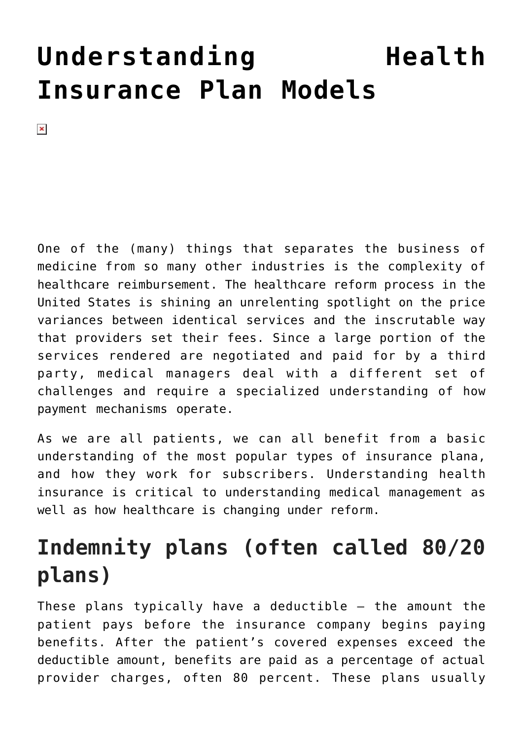# Understanding Health Insurance Plan Models

One of the (many) things that separates the business of medicine from so many other industries is the complexity of healthcare reimbursement. The healthcare reform process in the United States is shining an unrelenting spotlight on the price variances between identical services and the inscrutable way that providers set their fees. Since a large portion of the services rendered are negotiated and paid for by a third party, medical managers deal with a different set of challenges and require a specialized understanding of how payment mechanisms operate.

As we are all patients, we can all benefit from a basic understanding of the most popular types of insurance plana, and how they work for subscribers. Understanding health insurance is critical to understanding medical management as well as how healthcare is changing under reform.

## Indemnity plans (often called 80/20 plans)

These plans typically have a deductible – the amount the patient pays before the insurance company begins paying benefits. After the patient's covered expenses exceed the deductible amount, benefits are paid as a percentage of actual provider charges, often 80 percent. These plans usually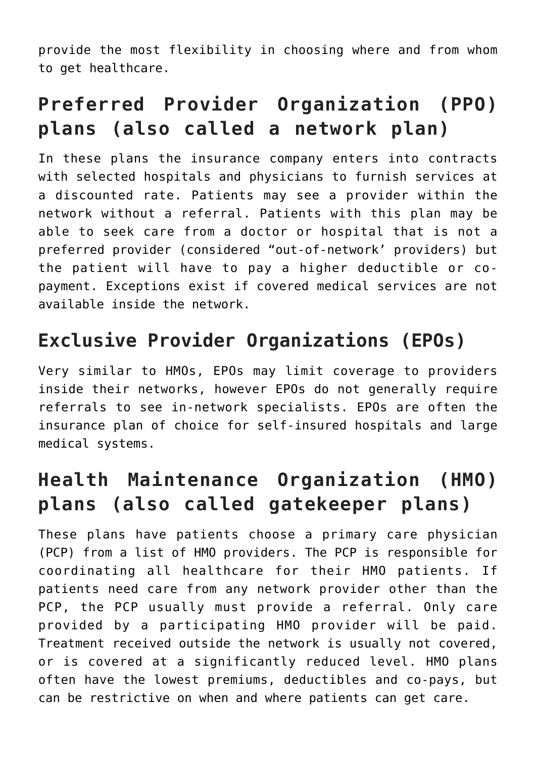provide the most flexibility in choosing where and from whom to get healthcare.

## Preferred Provider Organization (PPO) plans (also called a network plan)

In these plans the insurance company enters into contracts with selected hospitals and physicians to furnish services at a discounted rate. Patients may see a provider within the network without a referral. Patients with this plan may be able to seek care from a doctor or hospital that is not a preferred provider (considered "out-of-network' providers) but the patient will have to pay a higher deductible or co-payment. Exceptions exist if covered medical services are not available inside the network.

## Exclusive Provider Organizations (EPOs)

Very similar to HMOs, EPOs may limit coverage to providers inside their networks, however EPOs do not generally require referrals to see in-network specialists. EPOs are often the insurance plan of choice for self-insured hospitals and large medical systems.

## Health Maintenance Organization (HMO) plans (also called gatekeeper plans)

These plans have patients choose a primary care physician (PCP) from a list of HMO providers. The PCP is responsible for coordinating all healthcare for their HMO patients. If patients need care from any network provider other than the PCP, the PCP usually must provide a referral. Only care provided by a participating HMO provider will be paid. Treatment received outside the network is usually not covered, or is covered at a significantly reduced level. HMO plans often have the lowest premiums, deductibles and co-pays, but can be restrictive on when and where patients can get care.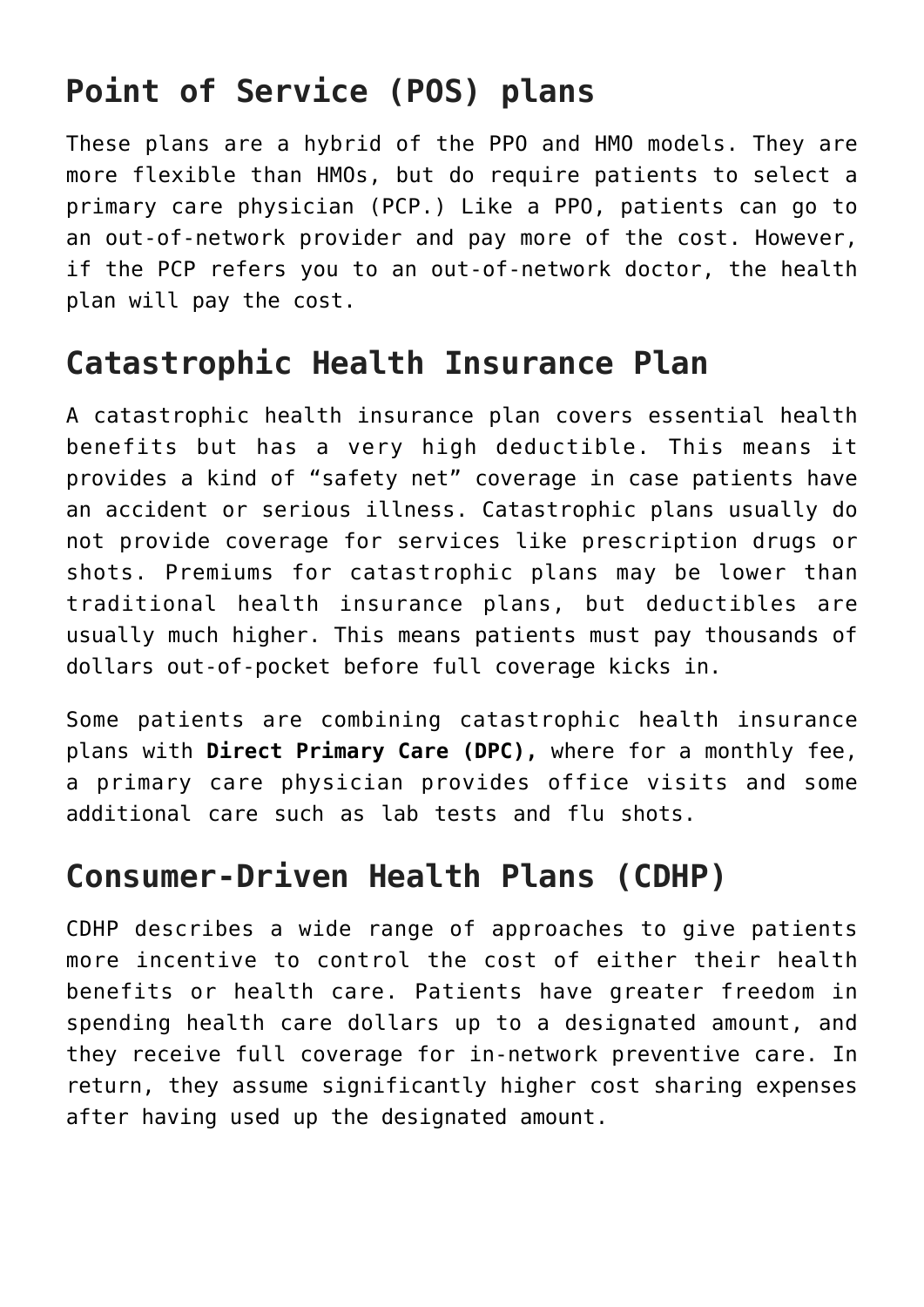## Point of Service (POS) plans

These plans are a hybrid of the PPO and HMO models. They are more flexible than HMOs, but do require patients to select a primary care physician (PCP.) Like a PPO, patients can go to an out-of-network provider and pay more of the cost. However, if the PCP refers you to an out-of-network doctor, the health plan will pay the cost.

## Catastrophic Health Insurance Plan

A catastrophic health insurance plan covers essential health benefits but has a very high deductible. This means it provides a kind of "safety net" coverage in case patients have an accident or serious illness. Catastrophic plans usually do not provide coverage for services like prescription drugs or shots. Premiums for catastrophic plans may be lower than traditional health insurance plans, but deductibles are usually much higher. This means patients must pay thousands of dollars out-of-pocket before full coverage kicks in.

Some patients are combining catastrophic health insurance plans with **Direct Primary Care (DPC),** where for a monthly fee, a primary care physician provides office visits and some additional care such as lab tests and flu shots.

## Consumer-Driven Health Plans (CDHP)

CDHP describes a wide range of approaches to give patients more incentive to control the cost of either their health benefits or health care. Patients have greater freedom in spending health care dollars up to a designated amount, and they receive full coverage for in-network preventive care. In return, they assume significantly higher cost sharing expenses after having used up the designated amount.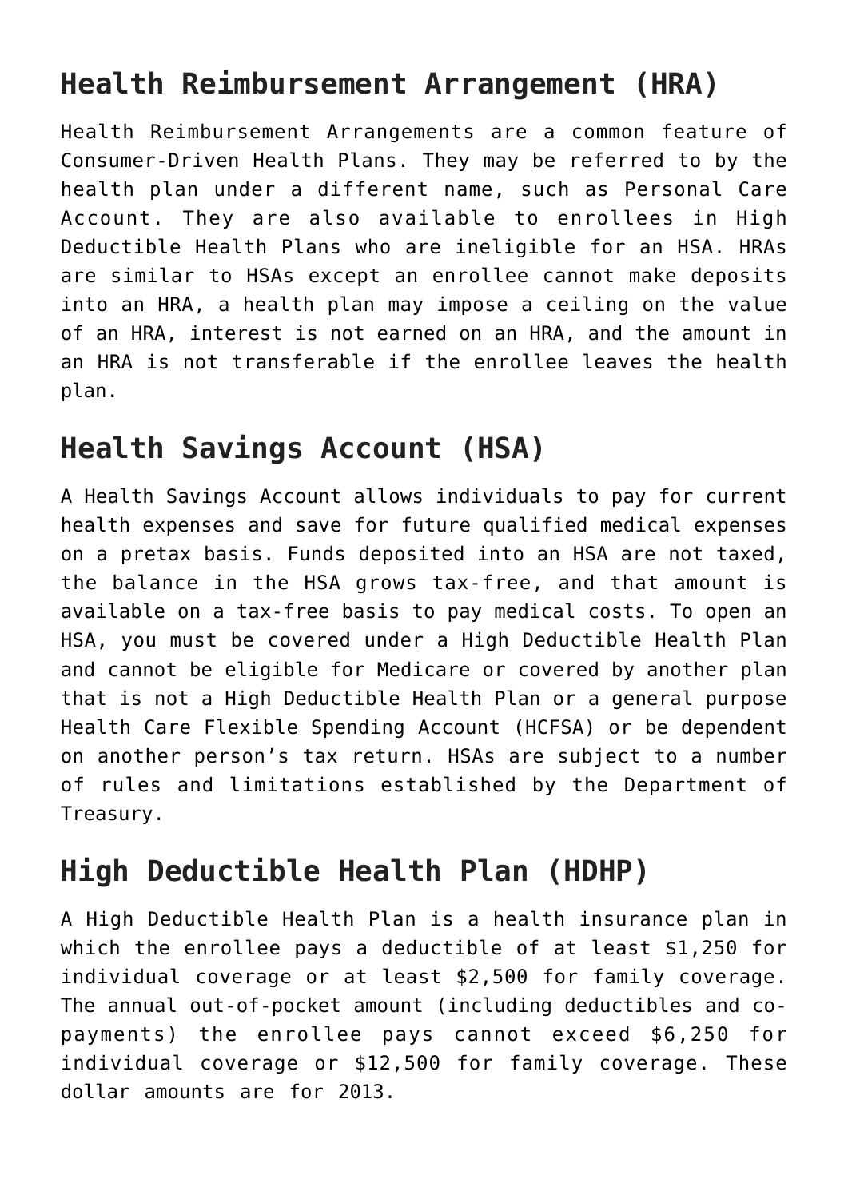## Health Reimbursement Arrangement (HRA)

Health Reimbursement Arrangements are a common feature of Consumer-Driven Health Plans. They may be referred to by the health plan under a different name, such as Personal Care Account. They are also available to enrollees in High Deductible Health Plans who are ineligible for an HSA. HRAs are similar to HSAs except an enrollee cannot make deposits into an HRA, a health plan may impose a ceiling on the value of an HRA, interest is not earned on an HRA, and the amount in an HRA is not transferable if the enrollee leaves the health plan.

## Health Savings Account (HSA)

A Health Savings Account allows individuals to pay for current health expenses and save for future qualified medical expenses on a pretax basis. Funds deposited into an HSA are not taxed, the balance in the HSA grows tax-free, and that amount is available on a tax-free basis to pay medical costs. To open an HSA, you must be covered under a High Deductible Health Plan and cannot be eligible for Medicare or covered by another plan that is not a High Deductible Health Plan or a general purpose Health Care Flexible Spending Account (HCFSA) or be dependent on another person's tax return. HSAs are subject to a number of rules and limitations established by the Department of Treasury.

## High Deductible Health Plan (HDHP)

A High Deductible Health Plan is a health insurance plan in which the enrollee pays a deductible of at least $1,250 for individual coverage or at least $2,500 for family coverage. The annual out-of-pocket amount (including deductibles and co-payments) the enrollee pays cannot exceed $6,250 for individual coverage or $12,500 for family coverage. These dollar amounts are for 2013.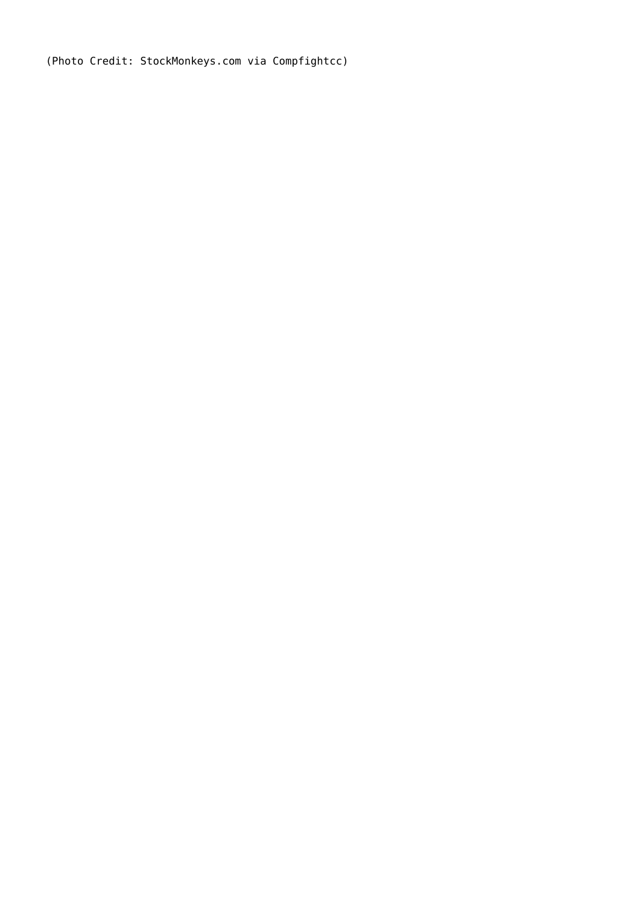(Photo Credit: StockMonkeys.com via Compfightcc)